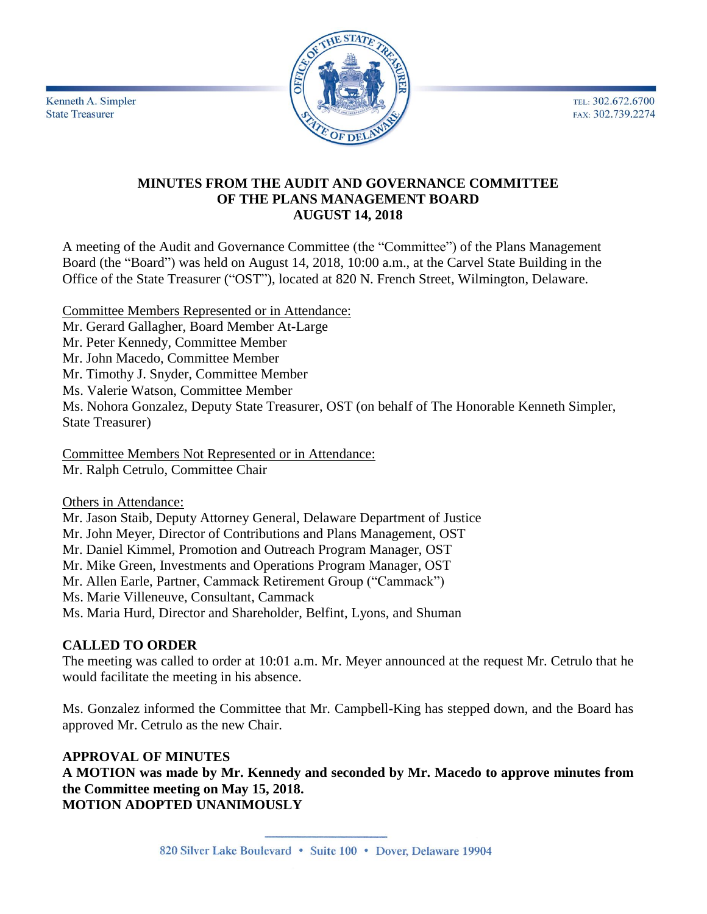Kenneth A. Simpler
State Treasurer

TEL: 302.672.6700
FAX: 302.739.2274

# MINUTES FROM THE AUDIT AND GOVERNANCE COMMITTEE OF THE PLANS MANAGEMENT BOARD AUGUST 14, 2018

A meeting of the Audit and Governance Committee (the "Committee") of the Plans Management Board (the "Board") was held on August 14, 2018, 10:00 a.m., at the Carvel State Building in the Office of the State Treasurer ("OST"), located at 820 N. French Street, Wilmington, Delaware.

Committee Members Represented or in Attendance:
Mr. Gerard Gallagher, Board Member At-Large
Mr. Peter Kennedy, Committee Member
Mr. John Macedo, Committee Member
Mr. Timothy J. Snyder, Committee Member
Ms. Valerie Watson, Committee Member
Ms. Nohora Gonzalez, Deputy State Treasurer, OST (on behalf of The Honorable Kenneth Simpler, State Treasurer)

Committee Members Not Represented or in Attendance:
Mr. Ralph Cetrulo, Committee Chair

Others in Attendance:
Mr. Jason Staib, Deputy Attorney General, Delaware Department of Justice
Mr. John Meyer, Director of Contributions and Plans Management, OST
Mr. Daniel Kimmel, Promotion and Outreach Program Manager, OST
Mr. Mike Green, Investments and Operations Program Manager, OST
Mr. Allen Earle, Partner, Cammack Retirement Group ("Cammack")
Ms. Marie Villeneuve, Consultant, Cammack
Ms. Maria Hurd, Director and Shareholder, Belfint, Lyons, and Shuman

**CALLED TO ORDER**

The meeting was called to order at 10:01 a.m. Mr. Meyer announced at the request Mr. Cetrulo that he would facilitate the meeting in his absence.

Ms. Gonzalez informed the Committee that Mr. Campbell-King has stepped down, and the Board has approved Mr. Cetrulo as the new Chair.

**APPROVAL OF MINUTES**

**A MOTION was made by Mr. Kennedy and seconded by Mr. Macedo to approve minutes from the Committee meeting on May 15, 2018.**
**MOTION ADOPTED UNANIMOUSLY**

820 Silver Lake Boulevard • Suite 100 • Dover, Delaware 19904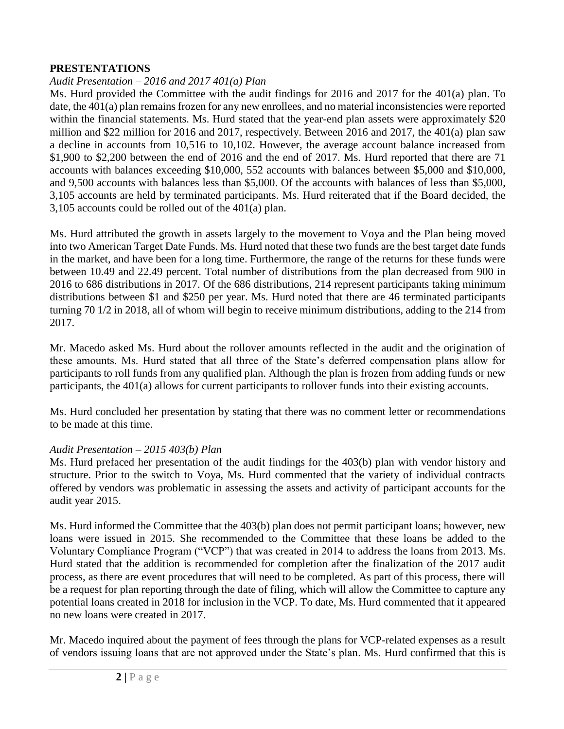## PRESENTATIONS

*Audit Presentation – 2016 and 2017 401(a) Plan*

Ms. Hurd provided the Committee with the audit findings for 2016 and 2017 for the 401(a) plan. To date, the 401(a) plan remains frozen for any new enrollees, and no material inconsistencies were reported within the financial statements. Ms. Hurd stated that the year-end plan assets were approximately $20 million and $22 million for 2016 and 2017, respectively. Between 2016 and 2017, the 401(a) plan saw a decline in accounts from 10,516 to 10,102. However, the average account balance increased from $1,900 to $2,200 between the end of 2016 and the end of 2017. Ms. Hurd reported that there are 71 accounts with balances exceeding $10,000, 552 accounts with balances between $5,000 and $10,000, and 9,500 accounts with balances less than $5,000. Of the accounts with balances of less than $5,000, 3,105 accounts are held by terminated participants. Ms. Hurd reiterated that if the Board decided, the 3,105 accounts could be rolled out of the 401(a) plan.

Ms. Hurd attributed the growth in assets largely to the movement to Voya and the Plan being moved into two American Target Date Funds. Ms. Hurd noted that these two funds are the best target date funds in the market, and have been for a long time. Furthermore, the range of the returns for these funds were between 10.49 and 22.49 percent. Total number of distributions from the plan decreased from 900 in 2016 to 686 distributions in 2017. Of the 686 distributions, 214 represent participants taking minimum distributions between $1 and $250 per year. Ms. Hurd noted that there are 46 terminated participants turning 70 1/2 in 2018, all of whom will begin to receive minimum distributions, adding to the 214 from 2017.

Mr. Macedo asked Ms. Hurd about the rollover amounts reflected in the audit and the origination of these amounts. Ms. Hurd stated that all three of the State's deferred compensation plans allow for participants to roll funds from any qualified plan. Although the plan is frozen from adding funds or new participants, the 401(a) allows for current participants to rollover funds into their existing accounts.

Ms. Hurd concluded her presentation by stating that there was no comment letter or recommendations to be made at this time.

*Audit Presentation – 2015 403(b) Plan*

Ms. Hurd prefaced her presentation of the audit findings for the 403(b) plan with vendor history and structure. Prior to the switch to Voya, Ms. Hurd commented that the variety of individual contracts offered by vendors was problematic in assessing the assets and activity of participant accounts for the audit year 2015.

Ms. Hurd informed the Committee that the 403(b) plan does not permit participant loans; however, new loans were issued in 2015. She recommended to the Committee that these loans be added to the Voluntary Compliance Program ("VCP") that was created in 2014 to address the loans from 2013. Ms. Hurd stated that the addition is recommended for completion after the finalization of the 2017 audit process, as there are event procedures that will need to be completed. As part of this process, there will be a request for plan reporting through the date of filing, which will allow the Committee to capture any potential loans created in 2018 for inclusion in the VCP. To date, Ms. Hurd commented that it appeared no new loans were created in 2017.

Mr. Macedo inquired about the payment of fees through the plans for VCP-related expenses as a result of vendors issuing loans that are not approved under the State's plan. Ms. Hurd confirmed that this is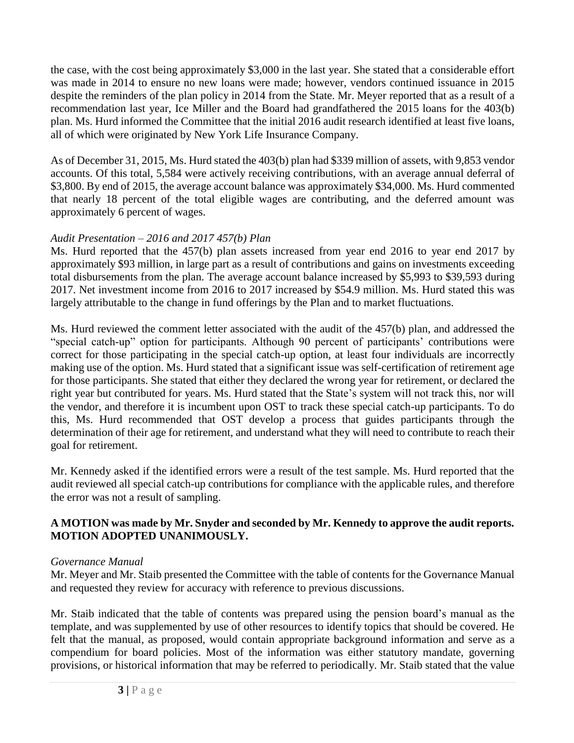the case, with the cost being approximately $3,000 in the last year. She stated that a considerable effort was made in 2014 to ensure no new loans were made; however, vendors continued issuance in 2015 despite the reminders of the plan policy in 2014 from the State. Mr. Meyer reported that as a result of a recommendation last year, Ice Miller and the Board had grandfathered the 2015 loans for the 403(b) plan. Ms. Hurd informed the Committee that the initial 2016 audit research identified at least five loans, all of which were originated by New York Life Insurance Company.

As of December 31, 2015, Ms. Hurd stated the 403(b) plan had $339 million of assets, with 9,853 vendor accounts. Of this total, 5,584 were actively receiving contributions, with an average annual deferral of $3,800. By end of 2015, the average account balance was approximately $34,000. Ms. Hurd commented that nearly 18 percent of the total eligible wages are contributing, and the deferred amount was approximately 6 percent of wages.

*Audit Presentation – 2016 and 2017 457(b) Plan*

Ms. Hurd reported that the 457(b) plan assets increased from year end 2016 to year end 2017 by approximately $93 million, in large part as a result of contributions and gains on investments exceeding total disbursements from the plan. The average account balance increased by $5,993 to $39,593 during 2017. Net investment income from 2016 to 2017 increased by $54.9 million. Ms. Hurd stated this was largely attributable to the change in fund offerings by the Plan and to market fluctuations.

Ms. Hurd reviewed the comment letter associated with the audit of the 457(b) plan, and addressed the "special catch-up" option for participants. Although 90 percent of participants' contributions were correct for those participating in the special catch-up option, at least four individuals are incorrectly making use of the option. Ms. Hurd stated that a significant issue was self-certification of retirement age for those participants. She stated that either they declared the wrong year for retirement, or declared the right year but contributed for years. Ms. Hurd stated that the State's system will not track this, nor will the vendor, and therefore it is incumbent upon OST to track these special catch-up participants. To do this, Ms. Hurd recommended that OST develop a process that guides participants through the determination of their age for retirement, and understand what they will need to contribute to reach their goal for retirement.

Mr. Kennedy asked if the identified errors were a result of the test sample. Ms. Hurd reported that the audit reviewed all special catch-up contributions for compliance with the applicable rules, and therefore the error was not a result of sampling.

**A MOTION was made by Mr. Snyder and seconded by Mr. Kennedy to approve the audit reports. MOTION ADOPTED UNANIMOUSLY.**

*Governance Manual*

Mr. Meyer and Mr. Staib presented the Committee with the table of contents for the Governance Manual and requested they review for accuracy with reference to previous discussions.

Mr. Staib indicated that the table of contents was prepared using the pension board's manual as the template, and was supplemented by use of other resources to identify topics that should be covered. He felt that the manual, as proposed, would contain appropriate background information and serve as a compendium for board policies. Most of the information was either statutory mandate, governing provisions, or historical information that may be referred to periodically. Mr. Staib stated that the value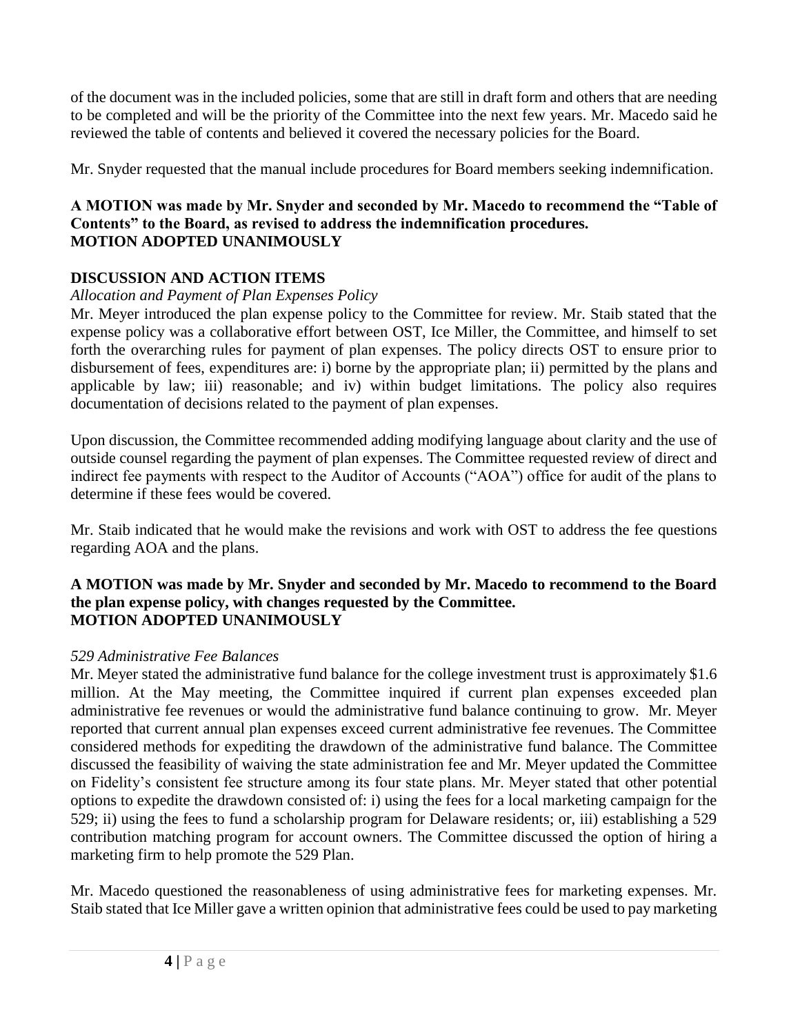of the document was in the included policies, some that are still in draft form and others that are needing to be completed and will be the priority of the Committee into the next few years. Mr. Macedo said he reviewed the table of contents and believed it covered the necessary policies for the Board.

Mr. Snyder requested that the manual include procedures for Board members seeking indemnification.

**A MOTION was made by Mr. Snyder and seconded by Mr. Macedo to recommend the "Table of Contents" to the Board, as revised to address the indemnification procedures.**
**MOTION ADOPTED UNANIMOUSLY**

**DISCUSSION AND ACTION ITEMS**

*Allocation and Payment of Plan Expenses Policy*

Mr. Meyer introduced the plan expense policy to the Committee for review. Mr. Staib stated that the expense policy was a collaborative effort between OST, Ice Miller, the Committee, and himself to set forth the overarching rules for payment of plan expenses. The policy directs OST to ensure prior to disbursement of fees, expenditures are: i) borne by the appropriate plan; ii) permitted by the plans and applicable by law; iii) reasonable; and iv) within budget limitations. The policy also requires documentation of decisions related to the payment of plan expenses.

Upon discussion, the Committee recommended adding modifying language about clarity and the use of outside counsel regarding the payment of plan expenses. The Committee requested review of direct and indirect fee payments with respect to the Auditor of Accounts ("AOA") office for audit of the plans to determine if these fees would be covered.

Mr. Staib indicated that he would make the revisions and work with OST to address the fee questions regarding AOA and the plans.

**A MOTION was made by Mr. Snyder and seconded by Mr. Macedo to recommend to the Board the plan expense policy, with changes requested by the Committee.**
**MOTION ADOPTED UNANIMOUSLY**

*529 Administrative Fee Balances*

Mr. Meyer stated the administrative fund balance for the college investment trust is approximately $1.6 million. At the May meeting, the Committee inquired if current plan expenses exceeded plan administrative fee revenues or would the administrative fund balance continuing to grow. Mr. Meyer reported that current annual plan expenses exceed current administrative fee revenues. The Committee considered methods for expediting the drawdown of the administrative fund balance. The Committee discussed the feasibility of waiving the state administration fee and Mr. Meyer updated the Committee on Fidelity's consistent fee structure among its four state plans. Mr. Meyer stated that other potential options to expedite the drawdown consisted of: i) using the fees for a local marketing campaign for the 529; ii) using the fees to fund a scholarship program for Delaware residents; or, iii) establishing a 529 contribution matching program for account owners. The Committee discussed the option of hiring a marketing firm to help promote the 529 Plan.

Mr. Macedo questioned the reasonableness of using administrative fees for marketing expenses. Mr. Staib stated that Ice Miller gave a written opinion that administrative fees could be used to pay marketing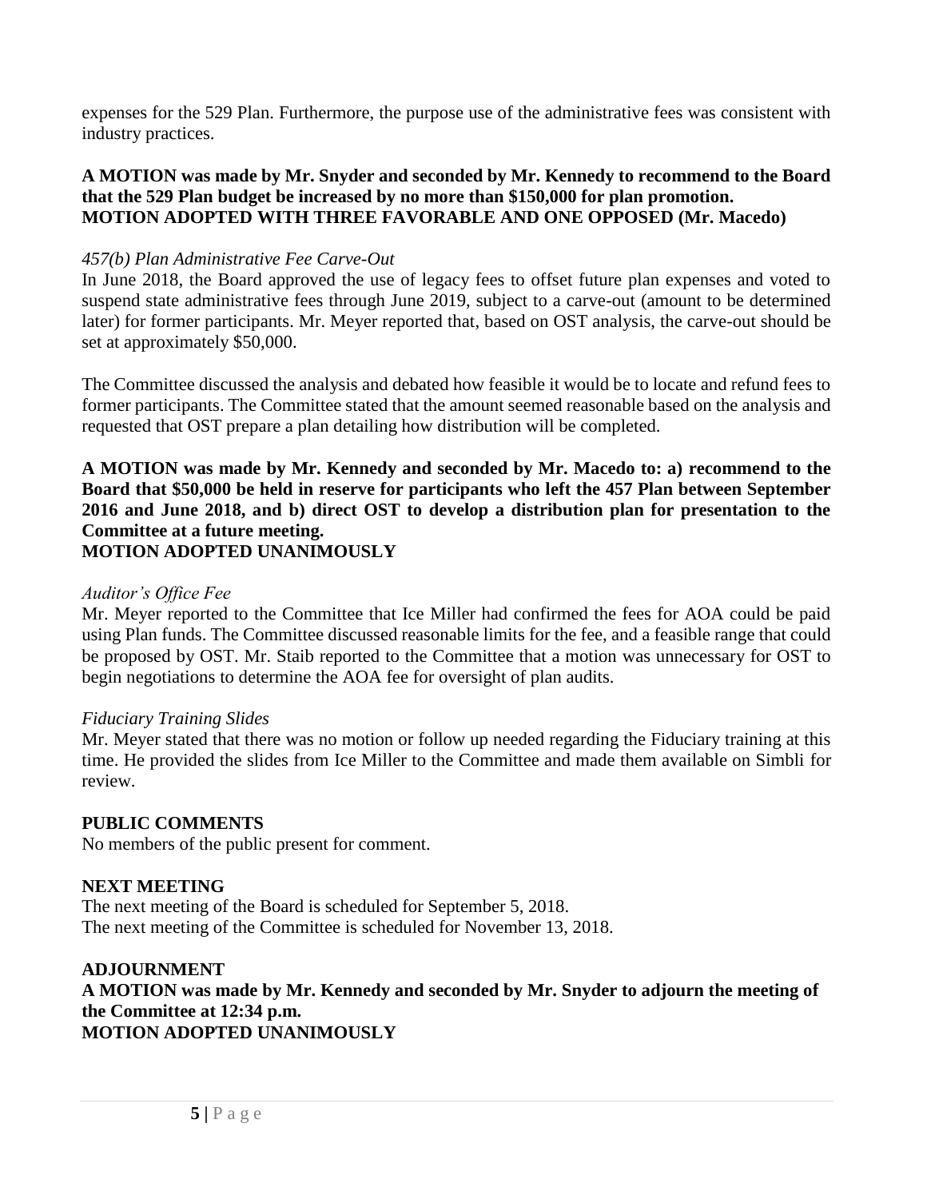expenses for the 529 Plan. Furthermore, the purpose use of the administrative fees was consistent with industry practices.

**A MOTION was made by Mr. Snyder and seconded by Mr. Kennedy to recommend to the Board that the 529 Plan budget be increased by no more than $150,000 for plan promotion.**
**MOTION ADOPTED WITH THREE FAVORABLE AND ONE OPPOSED (Mr. Macedo)**

*457(b) Plan Administrative Fee Carve-Out*

In June 2018, the Board approved the use of legacy fees to offset future plan expenses and voted to suspend state administrative fees through June 2019, subject to a carve-out (amount to be determined later) for former participants. Mr. Meyer reported that, based on OST analysis, the carve-out should be set at approximately $50,000.

The Committee discussed the analysis and debated how feasible it would be to locate and refund fees to former participants. The Committee stated that the amount seemed reasonable based on the analysis and requested that OST prepare a plan detailing how distribution will be completed.

**A MOTION was made by Mr. Kennedy and seconded by Mr. Macedo to: a) recommend to the Board that $50,000 be held in reserve for participants who left the 457 Plan between September 2016 and June 2018, and b) direct OST to develop a distribution plan for presentation to the Committee at a future meeting.**
**MOTION ADOPTED UNANIMOUSLY**

*Auditor's Office Fee*

Mr. Meyer reported to the Committee that Ice Miller had confirmed the fees for AOA could be paid using Plan funds. The Committee discussed reasonable limits for the fee, and a feasible range that could be proposed by OST. Mr. Staib reported to the Committee that a motion was unnecessary for OST to begin negotiations to determine the AOA fee for oversight of plan audits.

*Fiduciary Training Slides*

Mr. Meyer stated that there was no motion or follow up needed regarding the Fiduciary training at this time. He provided the slides from Ice Miller to the Committee and made them available on Simbli for review.

**PUBLIC COMMENTS**

No members of the public present for comment.

**NEXT MEETING**

The next meeting of the Board is scheduled for September 5, 2018.
The next meeting of the Committee is scheduled for November 13, 2018.

**ADJOURNMENT**

**A MOTION was made by Mr. Kennedy and seconded by Mr. Snyder to adjourn the meeting of the Committee at 12:34 p.m.**
**MOTION ADOPTED UNANIMOUSLY**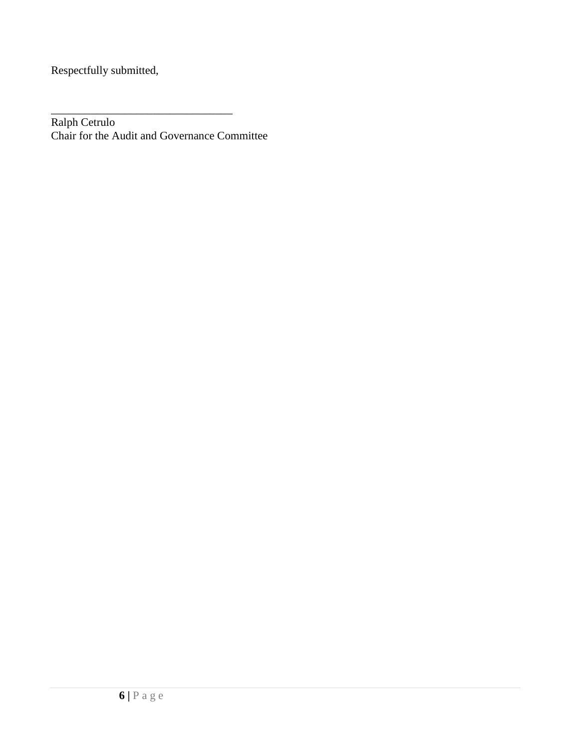Respectfully submitted,

_________________________________

Ralph Cetrulo
Chair for the Audit and Governance Committee